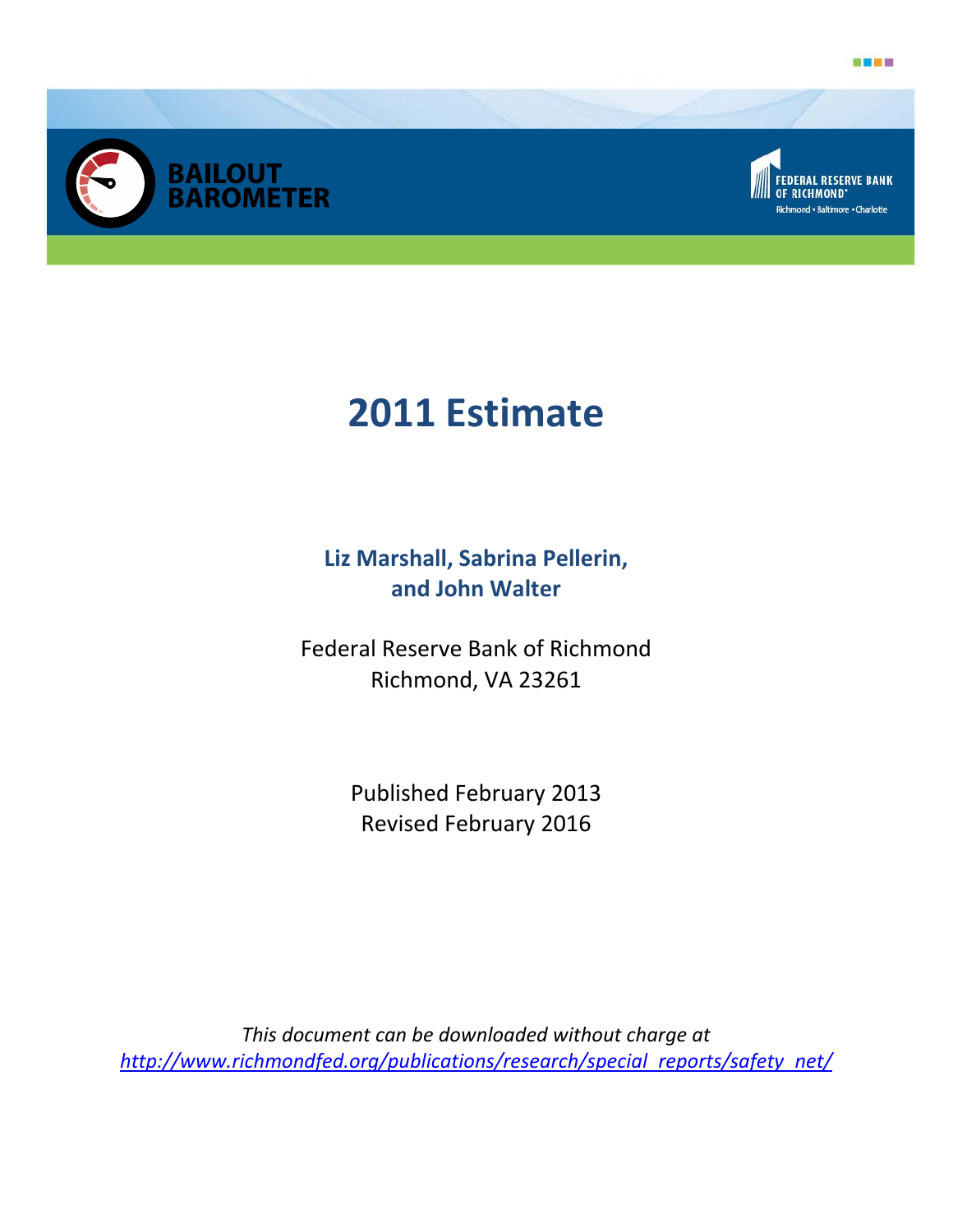BAILOUT BAROMETER

FEDERAL RESERVE BANK OF RICHMOND
Richmond • Baltimore • Charlotte

# 2011 Estimate

**Liz Marshall, Sabrina Pellerin, and John Walter**

Federal Reserve Bank of Richmond
Richmond, VA 23261

Published February 2013
Revised February 2016

*This document can be downloaded without charge at*
*http://www.richmondfed.org/publications/research/special_reports/safety_net/*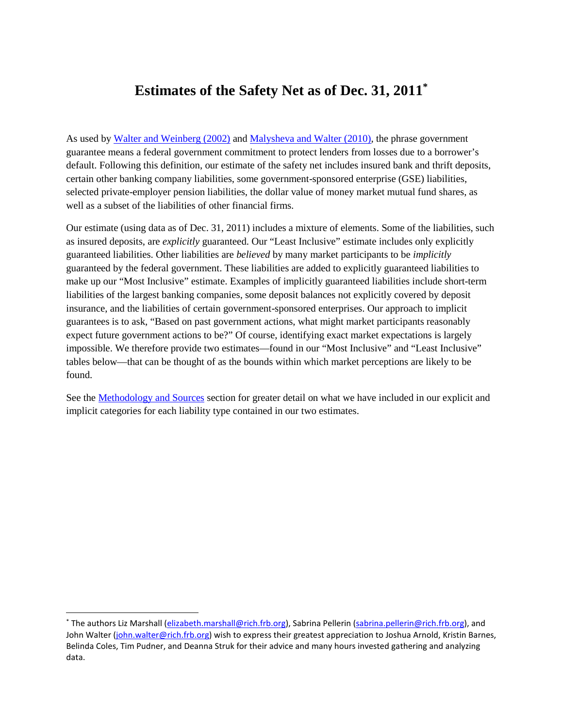# Estimates of the Safety Net as of Dec. 31, 2011[*]

As used by Walter and Weinberg (2002) and Malysheva and Walter (2010), the phrase government guarantee means a federal government commitment to protect lenders from losses due to a borrower's default. Following this definition, our estimate of the safety net includes insured bank and thrift deposits, certain other banking company liabilities, some government-sponsored enterprise (GSE) liabilities, selected private-employer pension liabilities, the dollar value of money market mutual fund shares, as well as a subset of the liabilities of other financial firms.

Our estimate (using data as of Dec. 31, 2011) includes a mixture of elements. Some of the liabilities, such as insured deposits, are *explicitly* guaranteed. Our "Least Inclusive" estimate includes only explicitly guaranteed liabilities. Other liabilities are *believed* by many market participants to be *implicitly* guaranteed by the federal government. These liabilities are added to explicitly guaranteed liabilities to make up our "Most Inclusive" estimate. Examples of implicitly guaranteed liabilities include short-term liabilities of the largest banking companies, some deposit balances not explicitly covered by deposit insurance, and the liabilities of certain government-sponsored enterprises. Our approach to implicit guarantees is to ask, "Based on past government actions, what might market participants reasonably expect future government actions to be?" Of course, identifying exact market expectations is largely impossible. We therefore provide two estimates—found in our "Most Inclusive" and "Least Inclusive" tables below—that can be thought of as the bounds within which market perceptions are likely to be found.

See the Methodology and Sources section for greater detail on what we have included in our explicit and implicit categories for each liability type contained in our two estimates.

[*] The authors Liz Marshall (elizabeth.marshall@rich.frb.org), Sabrina Pellerin (sabrina.pellerin@rich.frb.org), and John Walter (john.walter@rich.frb.org) wish to express their greatest appreciation to Joshua Arnold, Kristin Barnes, Belinda Coles, Tim Pudner, and Deanna Struk for their advice and many hours invested gathering and analyzing data.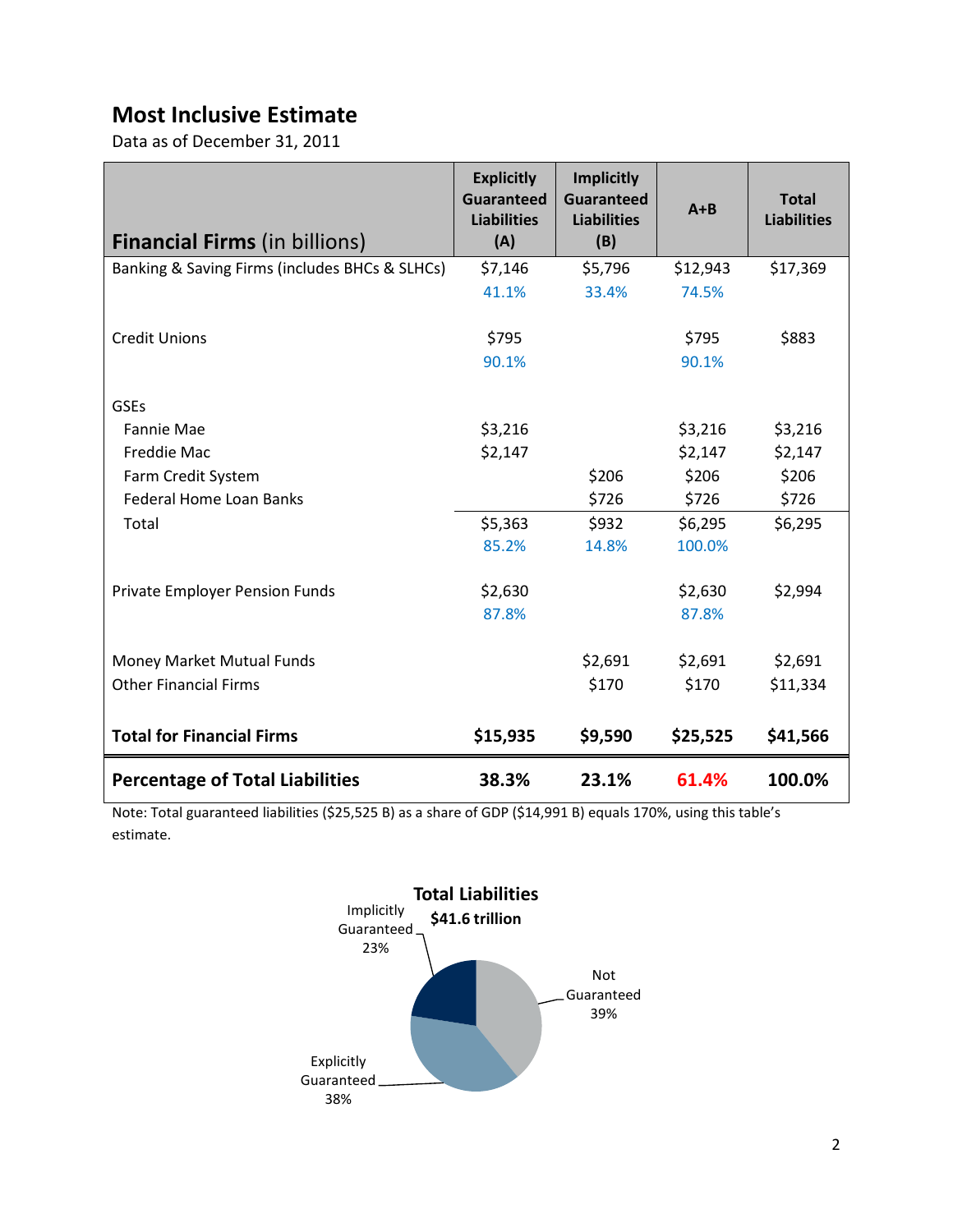## Most Inclusive Estimate

Data as of December 31, 2011

| **Financial Firms** (in billions) | **Explicitly Guaranteed Liabilities (A)** | **Implicitly Guaranteed Liabilities (B)** | **A+B** | **Total Liabilities** |
|---|---|---|---|---|
| Banking & Saving Firms (includes BHCs & SLHCs) | $7,146 | $5,796 | $12,943 | $17,369 |
| | 41.1% | 33.4% | 74.5% | |
| Credit Unions | $795 | | $795 | $883 |
| | 90.1% | | 90.1% | |
| GSEs | | | | |
| Fannie Mae | $3,216 | | $3,216 | $3,216 |
| Freddie Mac | $2,147 | | $2,147 | $2,147 |
| Farm Credit System | | $206 | $206 | $206 |
| Federal Home Loan Banks | | $726 | $726 | $726 |
| Total | $5,363 | $932 | $6,295 | $6,295 |
| | 85.2% | 14.8% | 100.0% | |
| Private Employer Pension Funds | $2,630 | | $2,630 | $2,994 |
| | 87.8% | | 87.8% | |
| Money Market Mutual Funds | | $2,691 | $2,691 | $2,691 |
| Other Financial Firms | | $170 | $170 | $11,334 |
| **Total for Financial Firms** | **$15,935** | **$9,590** | **$25,525** | **$41,566** |
| **Percentage of Total Liabilities** | **38.3%** | **23.1%** | **61.4%** | **100.0%** |

Note: Total guaranteed liabilities ($25,525 B) as a share of GDP ($14,991 B) equals 170%, using this table's estimate.

**Total Liabilities**
**$41.6 trillion**

Implicitly Guaranteed 23%

Not Guaranteed 39%

Explicitly Guaranteed 38%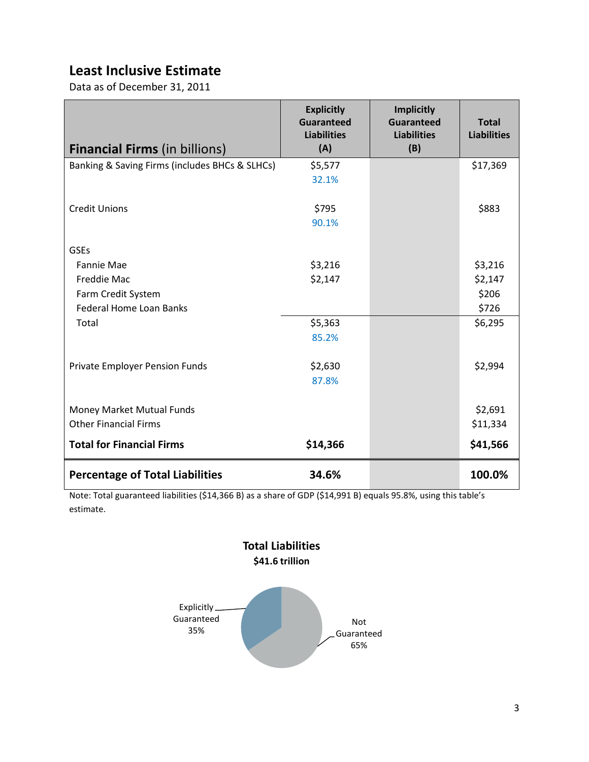## Least Inclusive Estimate

Data as of December 31, 2011

| Financial Firms (in billions) | Explicitly Guaranteed Liabilities (A) | Implicitly Guaranteed Liabilities (B) | Total Liabilities |
|---|---|---|---|
| Banking & Saving Firms (includes BHCs & SLHCs) | $5,577<br>32.1% | | $17,369 |
| Credit Unions | $795<br>90.1% | | $883 |
| GSEs | | | |
| Fannie Mae | $3,216 | | $3,216 |
| Freddie Mac | $2,147 | | $2,147 |
| Farm Credit System | | | $206 |
| Federal Home Loan Banks | | | $726 |
| Total | $5,363<br>85.2% | | $6,295 |
| Private Employer Pension Funds | $2,630<br>87.8% | | $2,994 |
| Money Market Mutual Funds | | | $2,691 |
| Other Financial Firms | | | $11,334 |
| **Total for Financial Firms** | **$14,366** | | **$41,566** |
| **Percentage of Total Liabilities** | **34.6%** | | **100.0%** |

Note: Total guaranteed liabilities ($14,366 B) as a share of GDP ($14,991 B) equals 95.8%, using this table's estimate.

**Total Liabilities**
**$41.6 trillion**

Explicitly Guaranteed 35%

Not Guaranteed 65%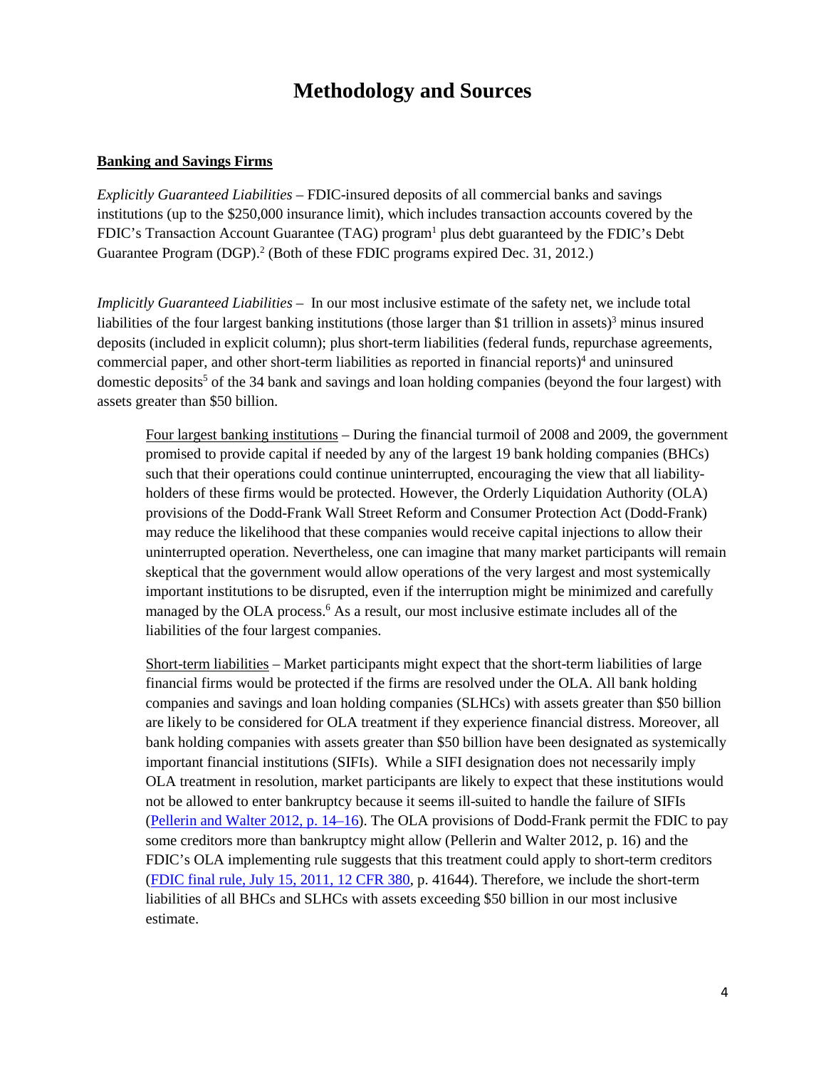# Methodology and Sources

**Banking and Savings Firms**

*Explicitly Guaranteed Liabilities* – FDIC-insured deposits of all commercial banks and savings institutions (up to the \$250,000 insurance limit), which includes transaction accounts covered by the FDIC's Transaction Account Guarantee (TAG) program[1] plus debt guaranteed by the FDIC's Debt Guarantee Program (DGP).[2] (Both of these FDIC programs expired Dec. 31, 2012.)

*Implicitly Guaranteed Liabilities* – In our most inclusive estimate of the safety net, we include total liabilities of the four largest banking institutions (those larger than \$1 trillion in assets)[3] minus insured deposits (included in explicit column); plus short-term liabilities (federal funds, repurchase agreements, commercial paper, and other short-term liabilities as reported in financial reports)[4] and uninsured domestic deposits[5] of the 34 bank and savings and loan holding companies (beyond the four largest) with assets greater than \$50 billion.

> Four largest banking institutions – During the financial turmoil of 2008 and 2009, the government promised to provide capital if needed by any of the largest 19 bank holding companies (BHCs) such that their operations could continue uninterrupted, encouraging the view that all liability-holders of these firms would be protected. However, the Orderly Liquidation Authority (OLA) provisions of the Dodd-Frank Wall Street Reform and Consumer Protection Act (Dodd-Frank) may reduce the likelihood that these companies would receive capital injections to allow their uninterrupted operation. Nevertheless, one can imagine that many market participants will remain skeptical that the government would allow operations of the very largest and most systemically important institutions to be disrupted, even if the interruption might be minimized and carefully managed by the OLA process.[6] As a result, our most inclusive estimate includes all of the liabilities of the four largest companies.
>
> Short-term liabilities – Market participants might expect that the short-term liabilities of large financial firms would be protected if the firms are resolved under the OLA. All bank holding companies and savings and loan holding companies (SLHCs) with assets greater than \$50 billion are likely to be considered for OLA treatment if they experience financial distress. Moreover, all bank holding companies with assets greater than \$50 billion have been designated as systemically important financial institutions (SIFIs). While a SIFI designation does not necessarily imply OLA treatment in resolution, market participants are likely to expect that these institutions would not be allowed to enter bankruptcy because it seems ill-suited to handle the failure of SIFIs (Pellerin and Walter 2012, p. 14–16). The OLA provisions of Dodd-Frank permit the FDIC to pay some creditors more than bankruptcy might allow (Pellerin and Walter 2012, p. 16) and the FDIC's OLA implementing rule suggests that this treatment could apply to short-term creditors (FDIC final rule, July 15, 2011, 12 CFR 380, p. 41644). Therefore, we include the short-term liabilities of all BHCs and SLHCs with assets exceeding \$50 billion in our most inclusive estimate.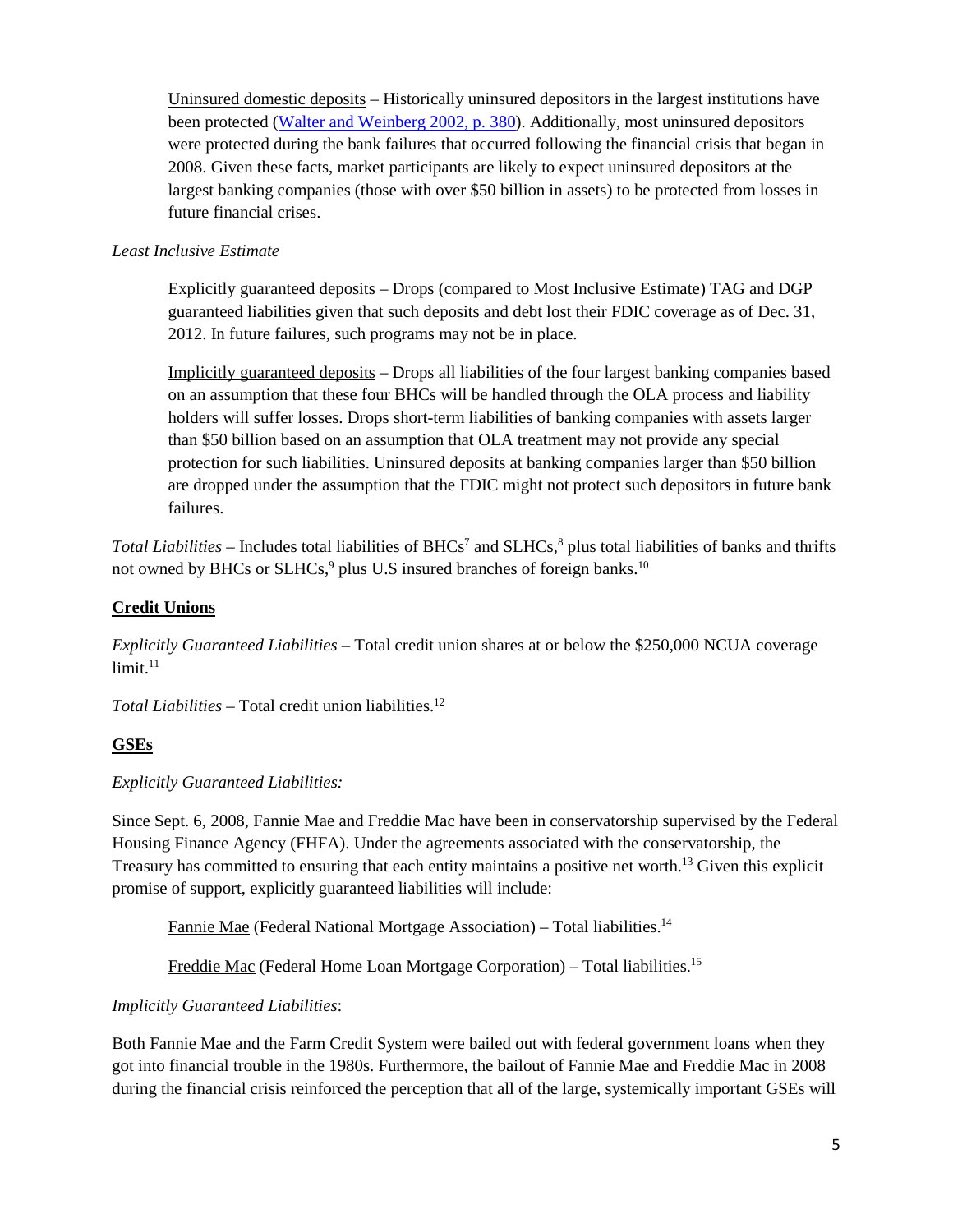Uninsured domestic deposits – Historically uninsured depositors in the largest institutions have been protected ([Walter and Weinberg 2002, p. 380](#)). Additionally, most uninsured depositors were protected during the bank failures that occurred following the financial crisis that began in 2008. Given these facts, market participants are likely to expect uninsured depositors at the largest banking companies (those with over $50 billion in assets) to be protected from losses in future financial crises.

*Least Inclusive Estimate*

Explicitly guaranteed deposits – Drops (compared to Most Inclusive Estimate) TAG and DGP guaranteed liabilities given that such deposits and debt lost their FDIC coverage as of Dec. 31, 2012. In future failures, such programs may not be in place.

Implicitly guaranteed deposits – Drops all liabilities of the four largest banking companies based on an assumption that these four BHCs will be handled through the OLA process and liability holders will suffer losses. Drops short-term liabilities of banking companies with assets larger than $50 billion based on an assumption that OLA treatment may not provide any special protection for such liabilities. Uninsured deposits at banking companies larger than $50 billion are dropped under the assumption that the FDIC might not protect such depositors in future bank failures.

*Total Liabilities* – Includes total liabilities of BHCs[7] and SLHCs,[8] plus total liabilities of banks and thrifts not owned by BHCs or SLHCs,[9] plus U.S insured branches of foreign banks.[10]

## Credit Unions

*Explicitly Guaranteed Liabilities* – Total credit union shares at or below the $250,000 NCUA coverage limit.[11]

*Total Liabilities* – Total credit union liabilities.[12]

## GSEs

*Explicitly Guaranteed Liabilities:*

Since Sept. 6, 2008, Fannie Mae and Freddie Mac have been in conservatorship supervised by the Federal Housing Finance Agency (FHFA). Under the agreements associated with the conservatorship, the Treasury has committed to ensuring that each entity maintains a positive net worth.[13] Given this explicit promise of support, explicitly guaranteed liabilities will include:

Fannie Mae (Federal National Mortgage Association) – Total liabilities.[14]

Freddie Mac (Federal Home Loan Mortgage Corporation) – Total liabilities.[15]

*Implicitly Guaranteed Liabilities*:

Both Fannie Mae and the Farm Credit System were bailed out with federal government loans when they got into financial trouble in the 1980s. Furthermore, the bailout of Fannie Mae and Freddie Mac in 2008 during the financial crisis reinforced the perception that all of the large, systemically important GSEs will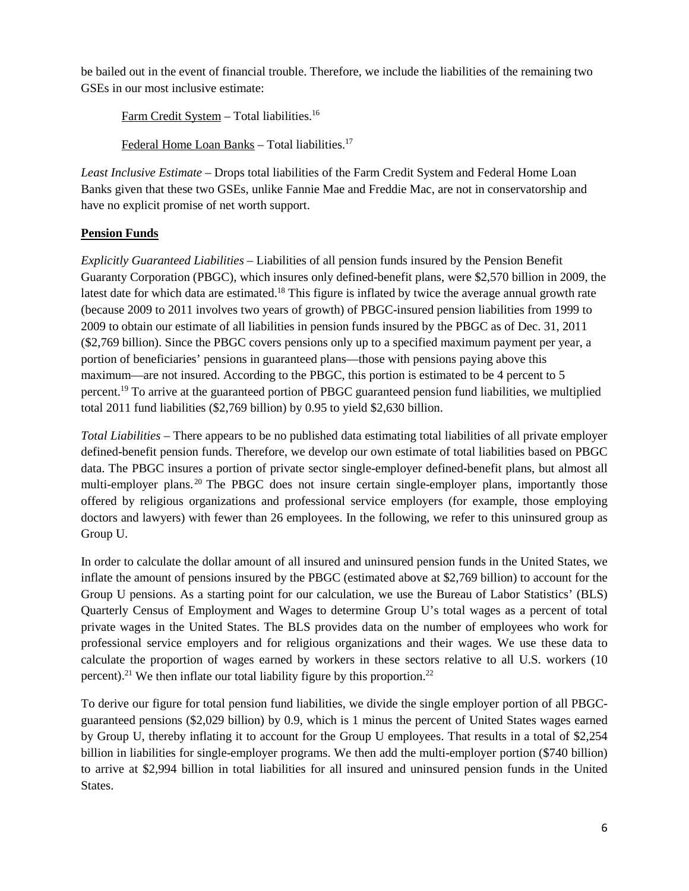be bailed out in the event of financial trouble. Therefore, we include the liabilities of the remaining two GSEs in our most inclusive estimate:

Farm Credit System – Total liabilities.[16]

Federal Home Loan Banks – Total liabilities.[17]

*Least Inclusive Estimate* – Drops total liabilities of the Farm Credit System and Federal Home Loan Banks given that these two GSEs, unlike Fannie Mae and Freddie Mac, are not in conservatorship and have no explicit promise of net worth support.

**Pension Funds**

*Explicitly Guaranteed Liabilities* – Liabilities of all pension funds insured by the Pension Benefit Guaranty Corporation (PBGC), which insures only defined-benefit plans, were $2,570 billion in 2009, the latest date for which data are estimated.[18] This figure is inflated by twice the average annual growth rate (because 2009 to 2011 involves two years of growth) of PBGC-insured pension liabilities from 1999 to 2009 to obtain our estimate of all liabilities in pension funds insured by the PBGC as of Dec. 31, 2011 ($2,769 billion). Since the PBGC covers pensions only up to a specified maximum payment per year, a portion of beneficiaries' pensions in guaranteed plans—those with pensions paying above this maximum—are not insured. According to the PBGC, this portion is estimated to be 4 percent to 5 percent.[19] To arrive at the guaranteed portion of PBGC guaranteed pension fund liabilities, we multiplied total 2011 fund liabilities ($2,769 billion) by 0.95 to yield $2,630 billion.

*Total Liabilities* – There appears to be no published data estimating total liabilities of all private employer defined-benefit pension funds. Therefore, we develop our own estimate of total liabilities based on PBGC data. The PBGC insures a portion of private sector single-employer defined-benefit plans, but almost all multi-employer plans.[20] The PBGC does not insure certain single-employer plans, importantly those offered by religious organizations and professional service employers (for example, those employing doctors and lawyers) with fewer than 26 employees. In the following, we refer to this uninsured group as Group U.

In order to calculate the dollar amount of all insured and uninsured pension funds in the United States, we inflate the amount of pensions insured by the PBGC (estimated above at $2,769 billion) to account for the Group U pensions. As a starting point for our calculation, we use the Bureau of Labor Statistics' (BLS) Quarterly Census of Employment and Wages to determine Group U's total wages as a percent of total private wages in the United States. The BLS provides data on the number of employees who work for professional service employers and for religious organizations and their wages. We use these data to calculate the proportion of wages earned by workers in these sectors relative to all U.S. workers (10 percent).[21] We then inflate our total liability figure by this proportion.[22]

To derive our figure for total pension fund liabilities, we divide the single employer portion of all PBGC-guaranteed pensions ($2,029 billion) by 0.9, which is 1 minus the percent of United States wages earned by Group U, thereby inflating it to account for the Group U employees. That results in a total of $2,254 billion in liabilities for single-employer programs. We then add the multi-employer portion ($740 billion) to arrive at $2,994 billion in total liabilities for all insured and uninsured pension funds in the United States.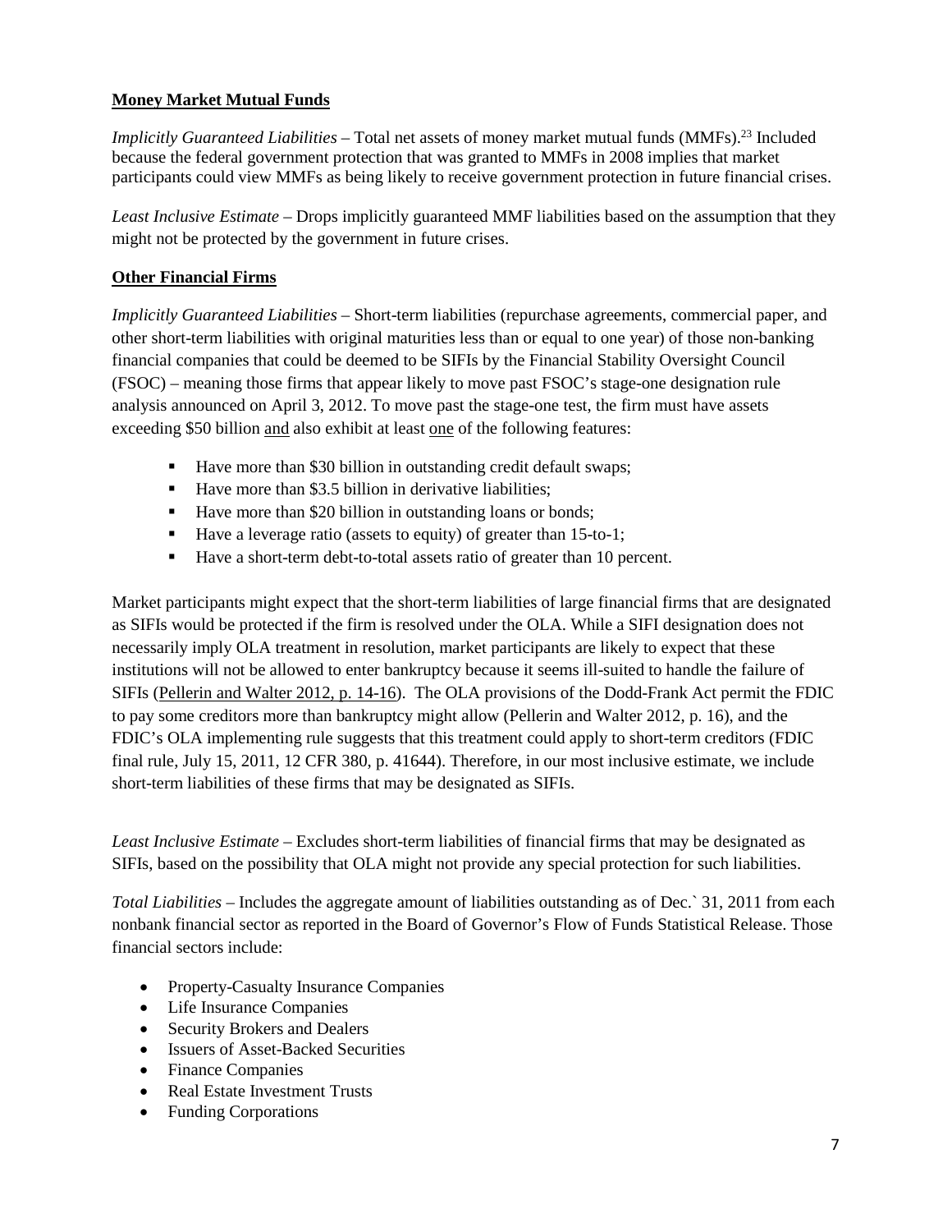**Money Market Mutual Funds**

*Implicitly Guaranteed Liabilities* – Total net assets of money market mutual funds (MMFs).[23] Included because the federal government protection that was granted to MMFs in 2008 implies that market participants could view MMFs as being likely to receive government protection in future financial crises.

*Least Inclusive Estimate* – Drops implicitly guaranteed MMF liabilities based on the assumption that they might not be protected by the government in future crises.

**Other Financial Firms**

*Implicitly Guaranteed Liabilities* – Short-term liabilities (repurchase agreements, commercial paper, and other short-term liabilities with original maturities less than or equal to one year) of those non-banking financial companies that could be deemed to be SIFIs by the Financial Stability Oversight Council (FSOC) – meaning those firms that appear likely to move past FSOC's stage-one designation rule analysis announced on April 3, 2012. To move past the stage-one test, the firm must have assets exceeding $50 billion and also exhibit at least one of the following features:

- Have more than $30 billion in outstanding credit default swaps;
- Have more than $3.5 billion in derivative liabilities;
- Have more than $20 billion in outstanding loans or bonds;
- Have a leverage ratio (assets to equity) of greater than 15-to-1;
- Have a short-term debt-to-total assets ratio of greater than 10 percent.

Market participants might expect that the short-term liabilities of large financial firms that are designated as SIFIs would be protected if the firm is resolved under the OLA. While a SIFI designation does not necessarily imply OLA treatment in resolution, market participants are likely to expect that these institutions will not be allowed to enter bankruptcy because it seems ill-suited to handle the failure of SIFIs (Pellerin and Walter 2012, p. 14-16). The OLA provisions of the Dodd-Frank Act permit the FDIC to pay some creditors more than bankruptcy might allow (Pellerin and Walter 2012, p. 16), and the FDIC's OLA implementing rule suggests that this treatment could apply to short-term creditors (FDIC final rule, July 15, 2011, 12 CFR 380, p. 41644). Therefore, in our most inclusive estimate, we include short-term liabilities of these firms that may be designated as SIFIs.

*Least Inclusive Estimate* – Excludes short-term liabilities of financial firms that may be designated as SIFIs, based on the possibility that OLA might not provide any special protection for such liabilities.

*Total Liabilities* – Includes the aggregate amount of liabilities outstanding as of Dec.` 31, 2011 from each nonbank financial sector as reported in the Board of Governor's Flow of Funds Statistical Release. Those financial sectors include:

- Property-Casualty Insurance Companies
- Life Insurance Companies
- Security Brokers and Dealers
- Issuers of Asset-Backed Securities
- Finance Companies
- Real Estate Investment Trusts
- Funding Corporations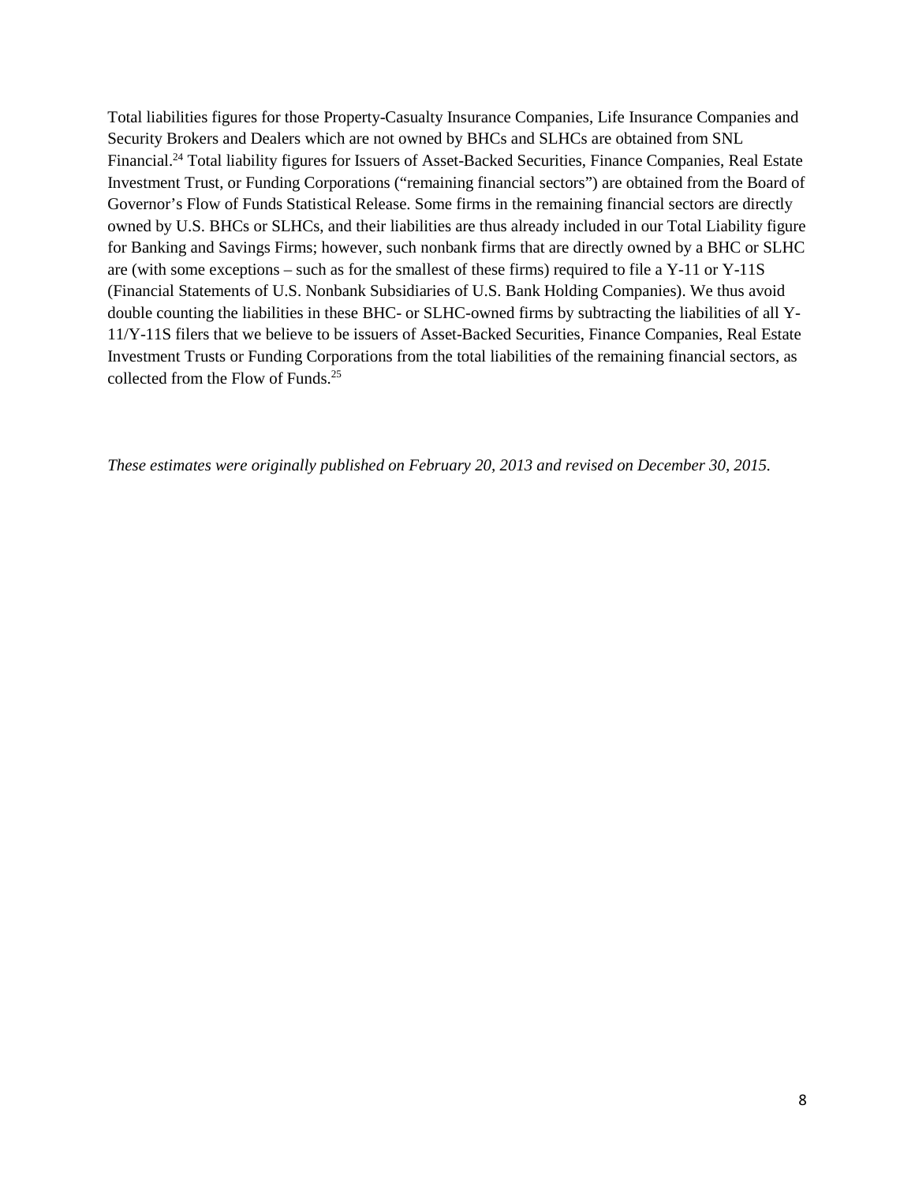Total liabilities figures for those Property-Casualty Insurance Companies, Life Insurance Companies and Security Brokers and Dealers which are not owned by BHCs and SLHCs are obtained from SNL Financial.[24] Total liability figures for Issuers of Asset-Backed Securities, Finance Companies, Real Estate Investment Trust, or Funding Corporations ("remaining financial sectors") are obtained from the Board of Governor's Flow of Funds Statistical Release. Some firms in the remaining financial sectors are directly owned by U.S. BHCs or SLHCs, and their liabilities are thus already included in our Total Liability figure for Banking and Savings Firms; however, such nonbank firms that are directly owned by a BHC or SLHC are (with some exceptions – such as for the smallest of these firms) required to file a Y-11 or Y-11S (Financial Statements of U.S. Nonbank Subsidiaries of U.S. Bank Holding Companies). We thus avoid double counting the liabilities in these BHC- or SLHC-owned firms by subtracting the liabilities of all Y-11/Y-11S filers that we believe to be issuers of Asset-Backed Securities, Finance Companies, Real Estate Investment Trusts or Funding Corporations from the total liabilities of the remaining financial sectors, as collected from the Flow of Funds.[25]

*These estimates were originally published on February 20, 2013 and revised on December 30, 2015.*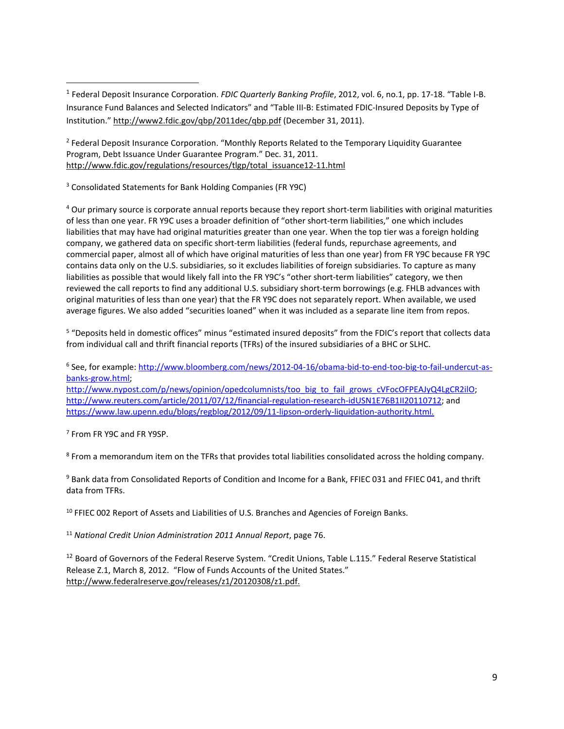[1] Federal Deposit Insurance Corporation. *FDIC Quarterly Banking Profile*, 2012, vol. 6, no.1, pp. 17-18. "Table I-B. Insurance Fund Balances and Selected Indicators" and "Table III-B: Estimated FDIC-Insured Deposits by Type of Institution." http://www2.fdic.gov/qbp/2011dec/qbp.pdf (December 31, 2011).

[2] Federal Deposit Insurance Corporation. "Monthly Reports Related to the Temporary Liquidity Guarantee Program, Debt Issuance Under Guarantee Program." Dec. 31, 2011. http://www.fdic.gov/regulations/resources/tlgp/total_issuance12-11.html

[3] Consolidated Statements for Bank Holding Companies (FR Y9C)

[4] Our primary source is corporate annual reports because they report short-term liabilities with original maturities of less than one year. FR Y9C uses a broader definition of "other short-term liabilities," one which includes liabilities that may have had original maturities greater than one year. When the top tier was a foreign holding company, we gathered data on specific short-term liabilities (federal funds, repurchase agreements, and commercial paper, almost all of which have original maturities of less than one year) from FR Y9C because FR Y9C contains data only on the U.S. subsidiaries, so it excludes liabilities of foreign subsidiaries. To capture as many liabilities as possible that would likely fall into the FR Y9C's "other short-term liabilities" category, we then reviewed the call reports to find any additional U.S. subsidiary short-term borrowings (e.g. FHLB advances with original maturities of less than one year) that the FR Y9C does not separately report. When available, we used average figures. We also added "securities loaned" when it was included as a separate line item from repos.

[5] "Deposits held in domestic offices" minus "estimated insured deposits" from the FDIC's report that collects data from individual call and thrift financial reports (TFRs) of the insured subsidiaries of a BHC or SLHC.

[6] See, for example: http://www.bloomberg.com/news/2012-04-16/obama-bid-to-end-too-big-to-fail-undercut-as-banks-grow.html; http://www.nypost.com/p/news/opinion/opedcolumnists/too_big_to_fail_grows_cVFocOFPEAJyQ4LgCR2ilO; http://www.reuters.com/article/2011/07/12/financial-regulation-research-idUSN1E76B1II20110712; and https://www.law.upenn.edu/blogs/regblog/2012/09/11-lipson-orderly-liquidation-authority.html.

[7] From FR Y9C and FR Y9SP.

[8] From a memorandum item on the TFRs that provides total liabilities consolidated across the holding company.

[9] Bank data from Consolidated Reports of Condition and Income for a Bank, FFIEC 031 and FFIEC 041, and thrift data from TFRs.

[10] FFIEC 002 Report of Assets and Liabilities of U.S. Branches and Agencies of Foreign Banks.

[11] *National Credit Union Administration 2011 Annual Report*, page 76.

[12] Board of Governors of the Federal Reserve System. "Credit Unions, Table L.115." Federal Reserve Statistical Release Z.1, March 8, 2012. "Flow of Funds Accounts of the United States." http://www.federalreserve.gov/releases/z1/20120308/z1.pdf.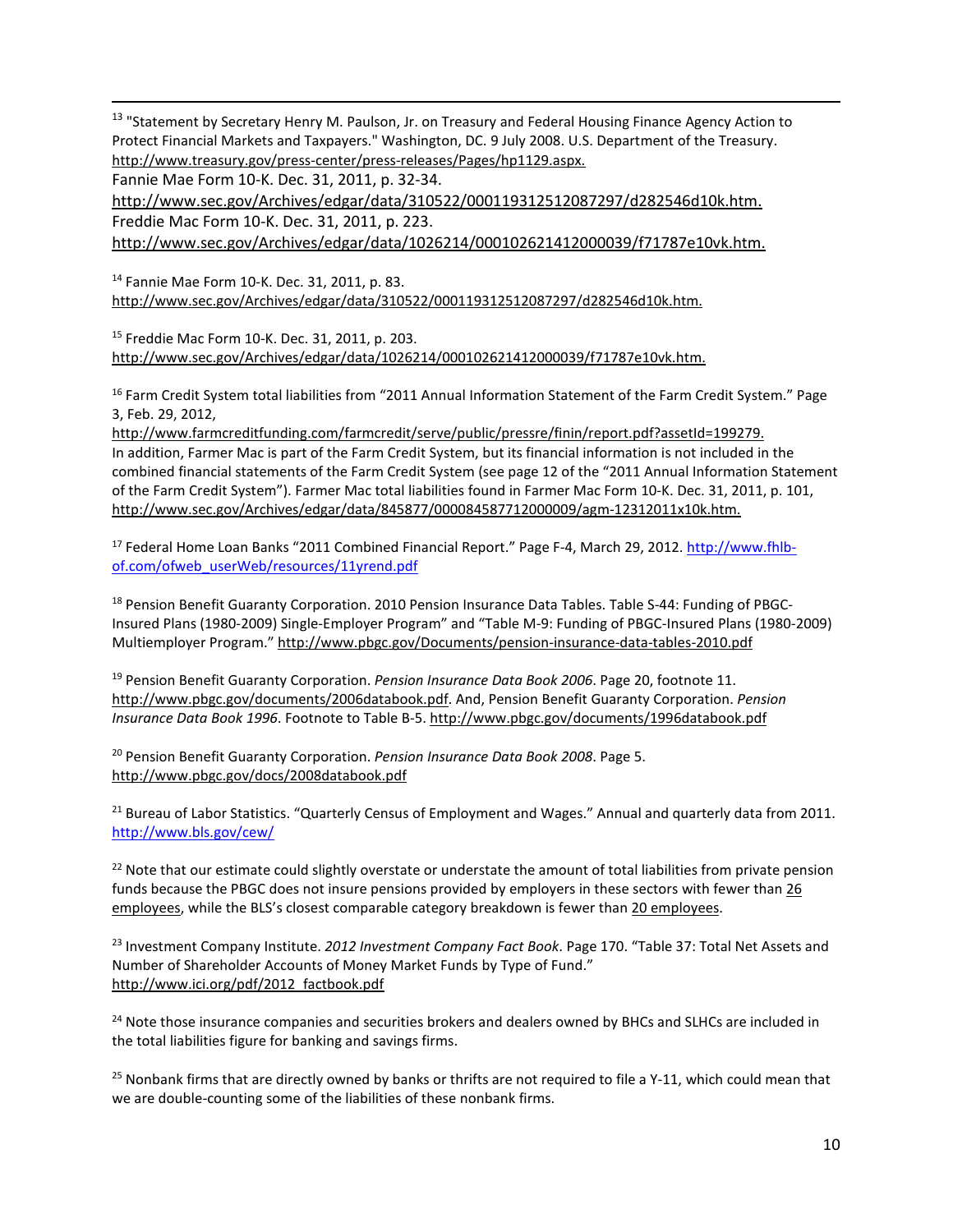[13] "Statement by Secretary Henry M. Paulson, Jr. on Treasury and Federal Housing Finance Agency Action to Protect Financial Markets and Taxpayers." Washington, DC. 9 July 2008. U.S. Department of the Treasury. http://www.treasury.gov/press-center/press-releases/Pages/hp1129.aspx.
Fannie Mae Form 10-K. Dec. 31, 2011, p. 32-34.
http://www.sec.gov/Archives/edgar/data/310522/000119312512087297/d282546d10k.htm.
Freddie Mac Form 10-K. Dec. 31, 2011, p. 223.
http://www.sec.gov/Archives/edgar/data/1026214/000102621412000039/f71787e10vk.htm.

[14] Fannie Mae Form 10-K. Dec. 31, 2011, p. 83.
http://www.sec.gov/Archives/edgar/data/310522/000119312512087297/d282546d10k.htm.

[15] Freddie Mac Form 10-K. Dec. 31, 2011, p. 203.
http://www.sec.gov/Archives/edgar/data/1026214/000102621412000039/f71787e10vk.htm.

[16] Farm Credit System total liabilities from "2011 Annual Information Statement of the Farm Credit System." Page 3, Feb. 29, 2012,
http://www.farmcreditfunding.com/farmcredit/serve/public/pressre/finin/report.pdf?assetId=199279.
In addition, Farmer Mac is part of the Farm Credit System, but its financial information is not included in the combined financial statements of the Farm Credit System (see page 12 of the "2011 Annual Information Statement of the Farm Credit System"). Farmer Mac total liabilities found in Farmer Mac Form 10-K. Dec. 31, 2011, p. 101, http://www.sec.gov/Archives/edgar/data/845877/000084587712000009/agm-12312011x10k.htm.

[17] Federal Home Loan Banks "2011 Combined Financial Report." Page F-4, March 29, 2012. http://www.fhlb-of.com/ofweb_userWeb/resources/11yrend.pdf

[18] Pension Benefit Guaranty Corporation. 2010 Pension Insurance Data Tables. Table S-44: Funding of PBGC-Insured Plans (1980-2009) Single-Employer Program" and "Table M-9: Funding of PBGC-Insured Plans (1980-2009) Multiemployer Program." http://www.pbgc.gov/Documents/pension-insurance-data-tables-2010.pdf

[19] Pension Benefit Guaranty Corporation. *Pension Insurance Data Book 2006*. Page 20, footnote 11. http://www.pbgc.gov/documents/2006databook.pdf. And, Pension Benefit Guaranty Corporation. *Pension Insurance Data Book 1996*. Footnote to Table B-5. http://www.pbgc.gov/documents/1996databook.pdf

[20] Pension Benefit Guaranty Corporation. *Pension Insurance Data Book 2008*. Page 5. http://www.pbgc.gov/docs/2008databook.pdf

[21] Bureau of Labor Statistics. "Quarterly Census of Employment and Wages." Annual and quarterly data from 2011. http://www.bls.gov/cew/

[22] Note that our estimate could slightly overstate or understate the amount of total liabilities from private pension funds because the PBGC does not insure pensions provided by employers in these sectors with fewer than 26 employees, while the BLS's closest comparable category breakdown is fewer than 20 employees.

[23] Investment Company Institute. *2012 Investment Company Fact Book*. Page 170. "Table 37: Total Net Assets and Number of Shareholder Accounts of Money Market Funds by Type of Fund." http://www.ici.org/pdf/2012_factbook.pdf

[24] Note those insurance companies and securities brokers and dealers owned by BHCs and SLHCs are included in the total liabilities figure for banking and savings firms.

[25] Nonbank firms that are directly owned by banks or thrifts are not required to file a Y-11, which could mean that we are double-counting some of the liabilities of these nonbank firms.